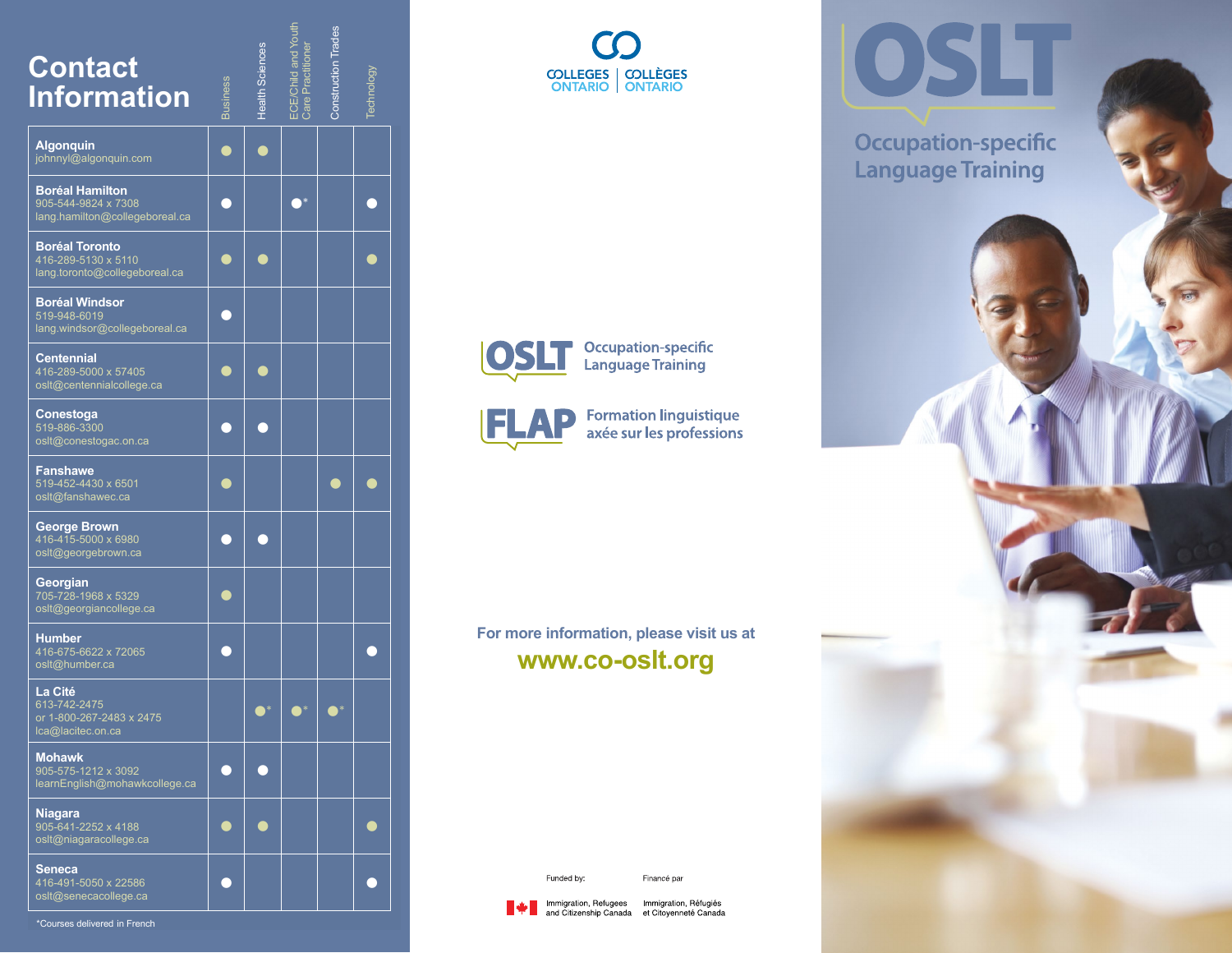## Contact Information

| | Business | Health Sciences | ECE/Child and Youth Care Practitioner | Construction Trades | Technology |
|---|---|---|---|---|---|
| **Algonquin**<br>johnnyl@algonquin.com | ● | ● | | | |
| **Boréal Hamilton**<br>905-544-9824 x 7308<br>lang.hamilton@collegeboreal.ca | ● | | ●* | | ● |
| **Boréal Toronto**<br>416-289-5130 x 5110<br>lang.toronto@collegeboreal.ca | ● | ● | | | ● |
| **Boréal Windsor**<br>519-948-6019<br>lang.windsor@collegeboreal.ca | ● | | | | |
| **Centennial**<br>416-289-5000 x 57405<br>oslt@centennialcollege.ca | ● | ● | | | |
| **Conestoga**<br>519-886-3300<br>oslt@conestogac.on.ca | ● | ● | | | |
| **Fanshawe**<br>519-452-4430 x 6501<br>oslt@fanshawec.ca | ● | | | ● | ● |
| **George Brown**<br>416-415-5000 x 6980<br>oslt@georgebrown.ca | ● | ● | | | |
| **Georgian**<br>705-728-1968 x 5329<br>oslt@georgiancollege.ca | ● | | | | |
| **Humber**<br>416-675-6622 x 72065<br>oslt@humber.ca | ● | | | | ● |
| **La Cité**<br>613-742-2475<br>or 1-800-267-2483 x 2475<br>lca@lacitec.on.ca | | ●* | ●* | ●* | |
| **Mohawk**<br>905-575-1212 x 3092<br>learnEnglish@mohawkcollege.ca | ● | ● | | | |
| **Niagara**<br>905-641-2252 x 4188<br>oslt@niagaracollege.ca | ● | ● | | | ● |
| **Seneca**<br>416-491-5050 x 22586<br>oslt@senecacollege.ca | ● | | | | ● |

*Courses delivered in French

COLLEGES ONTARIO | COLLÈGES ONTARIO

**OSLT** Occupation-specific Language Training

**FLAP** Formation linguistique axée sur les professions

For more information, please visit us at

**www.co-oslt.org**

Funded by: Immigration, Refugees and Citizenship Canada

Financé par: Immigration, Réfugiés et Citoyenneté Canada

# OSLT

## Occupation-specific Language Training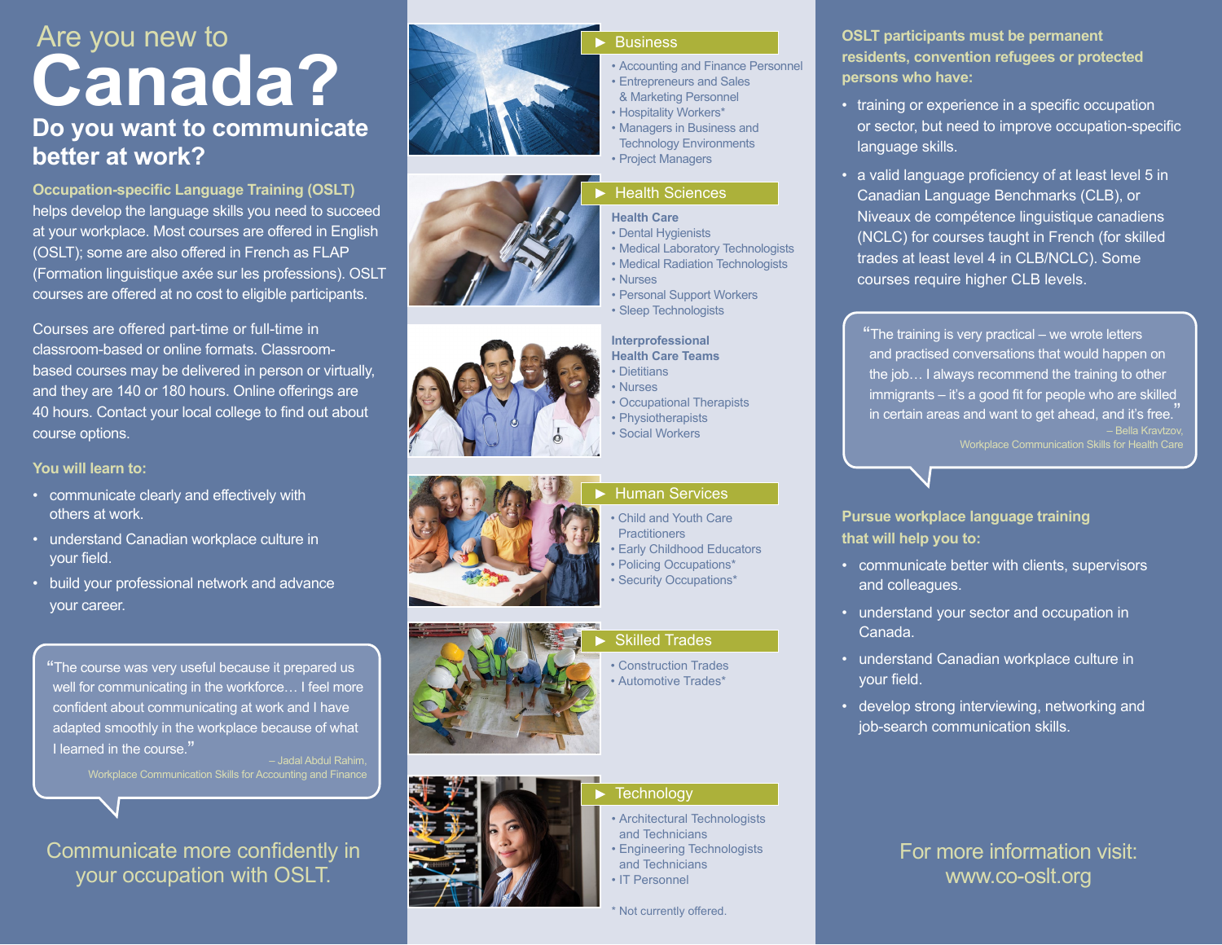# Are you new to Canada?

## Do you want to communicate better at work?

**Occupation-specific Language Training (OSLT)** helps develop the language skills you need to succeed at your workplace. Most courses are offered in English (OSLT); some are also offered in French as FLAP (Formation linguistique axée sur les professions). OSLT courses are offered at no cost to eligible participants.

Courses are offered part-time or full-time in classroom-based or online formats. Classroom-based courses may be delivered in person or virtually, and they are 140 or 180 hours. Online offerings are 40 hours. Contact your local college to find out about course options.

**You will learn to:**

- communicate clearly and effectively with others at work.
- understand Canadian workplace culture in your field.
- build your professional network and advance your career.

> "The course was very useful because it prepared us well for communicating in the workforce… I feel more confident about communicating at work and I have adapted smoothly in the workplace because of what I learned in the course."
>
> – Jadal Abdul Rahim, Workplace Communication Skills for Accounting and Finance

Communicate more confidently in your occupation with OSLT.

### Business

- Accounting and Finance Personnel
- Entrepreneurs and Sales & Marketing Personnel
- Hospitality Workers*
- Managers in Business and Technology Environments
- Project Managers

### Health Sciences

**Health Care**

- Dental Hygienists
- Medical Laboratory Technologists
- Medical Radiation Technologists
- Nurses
- Personal Support Workers
- Sleep Technologists

**Interprofessional Health Care Teams**

- Dietitians
- Nurses
- Occupational Therapists
- Physiotherapists
- Social Workers

### Human Services

- Child and Youth Care Practitioners
- Early Childhood Educators
- Policing Occupations*
- Security Occupations*

### Skilled Trades

- Construction Trades
- Automotive Trades*

### Technology

- Architectural Technologists and Technicians
- Engineering Technologists and Technicians
- IT Personnel

\* Not currently offered.

**OSLT participants must be permanent residents, convention refugees or protected persons who have:**

- training or experience in a specific occupation or sector, but need to improve occupation-specific language skills.
- a valid language proficiency of at least level 5 in Canadian Language Benchmarks (CLB), or Niveaux de compétence linguistique canadiens (NCLC) for courses taught in French (for skilled trades at least level 4 in CLB/NCLC). Some courses require higher CLB levels.

> "The training is very practical – we wrote letters and practised conversations that would happen on the job… I always recommend the training to other immigrants – it's a good fit for people who are skilled in certain areas and want to get ahead, and it's free."
>
> – Bella Kravtzov, Workplace Communication Skills for Health Care

**Pursue workplace language training that will help you to:**

- communicate better with clients, supervisors and colleagues.
- understand your sector and occupation in Canada.
- understand Canadian workplace culture in your field.
- develop strong interviewing, networking and job-search communication skills.

For more information visit: www.co-oslt.org